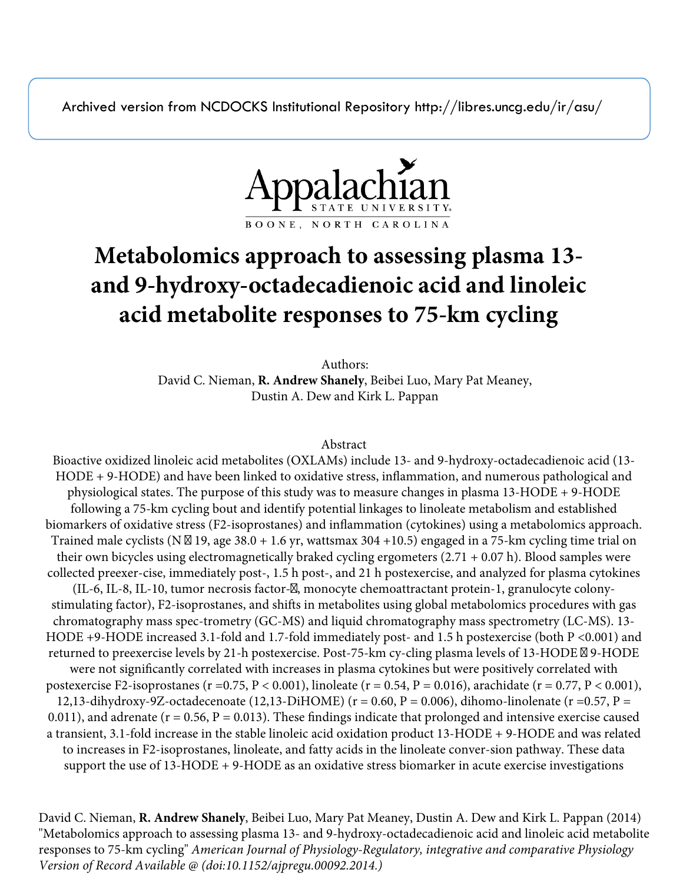Archived version from NCDOCKS Institutional Repository http://libres.uncg.edu/ir/asu/

Appalachian State University
BOONE, NORTH CAROLINA

# Metabolomics approach to assessing plasma 13- and 9-hydroxy-octadecadienoic acid and linoleic acid metabolite responses to 75-km cycling

Authors:
David C. Nieman, **R. Andrew Shanely**, Beibei Luo, Mary Pat Meaney, Dustin A. Dew and Kirk L. Pappan

## Abstract

Bioactive oxidized linoleic acid metabolites (OXLAMs) include 13- and 9-hydroxy-octadecadienoic acid (13-HODE + 9-HODE) and have been linked to oxidative stress, inflammation, and numerous pathological and physiological states. The purpose of this study was to measure changes in plasma 13-HODE + 9-HODE following a 75-km cycling bout and identify potential linkages to linoleate metabolism and established biomarkers of oxidative stress (F2-isoprostanes) and inflammation (cytokines) using a metabolomics approach. Trained male cyclists (N � 19, age 38.0 + 1.6 yr, wattsmax 304 +10.5) engaged in a 75-km cycling time trial on their own bicycles using electromagnetically braked cycling ergometers (2.71 + 0.07 h). Blood samples were collected preexer-cise, immediately post-, 1.5 h post-, and 21 h postexercise, and analyzed for plasma cytokines (IL-6, IL-8, IL-10, tumor necrosis factor-�, monocyte chemoattractant protein-1, granulocyte colony-stimulating factor), F2-isoprostanes, and shifts in metabolites using global metabolomics procedures with gas chromatography mass spec-trometry (GC-MS) and liquid chromatography mass spectrometry (LC-MS). 13-HODE +9-HODE increased 3.1-fold and 1.7-fold immediately post- and 1.5 h postexercise (both P <0.001) and returned to preexercise levels by 21-h postexercise. Post-75-km cy-cling plasma levels of 13-HODE � 9-HODE were not significantly correlated with increases in plasma cytokines but were positively correlated with postexercise F2-isoprostanes (r =0.75, P < 0.001), linoleate (r = 0.54, P = 0.016), arachidate (r = 0.77, P < 0.001), 12,13-dihydroxy-9Z-octadecenoate (12,13-DiHOME) (r = 0.60, P = 0.006), dihomo-linolenate (r =0.57, P = 0.011), and adrenate (r = 0.56, P = 0.013). These findings indicate that prolonged and intensive exercise caused a transient, 3.1-fold increase in the stable linoleic acid oxidation product 13-HODE + 9-HODE and was related to increases in F2-isoprostanes, linoleate, and fatty acids in the linoleate conver-sion pathway. These data support the use of 13-HODE + 9-HODE as an oxidative stress biomarker in acute exercise investigations

David C. Nieman, **R. Andrew Shanely**, Beibei Luo, Mary Pat Meaney, Dustin A. Dew and Kirk L. Pappan (2014) "Metabolomics approach to assessing plasma 13- and 9-hydroxy-octadecadienoic acid and linoleic acid metabolite responses to 75-km cycling" *American Journal of Physiology-Regulatory, integrative and comparative Physiology Version of Record Available @ (doi:10.1152/ajpregu.00092.2014.)*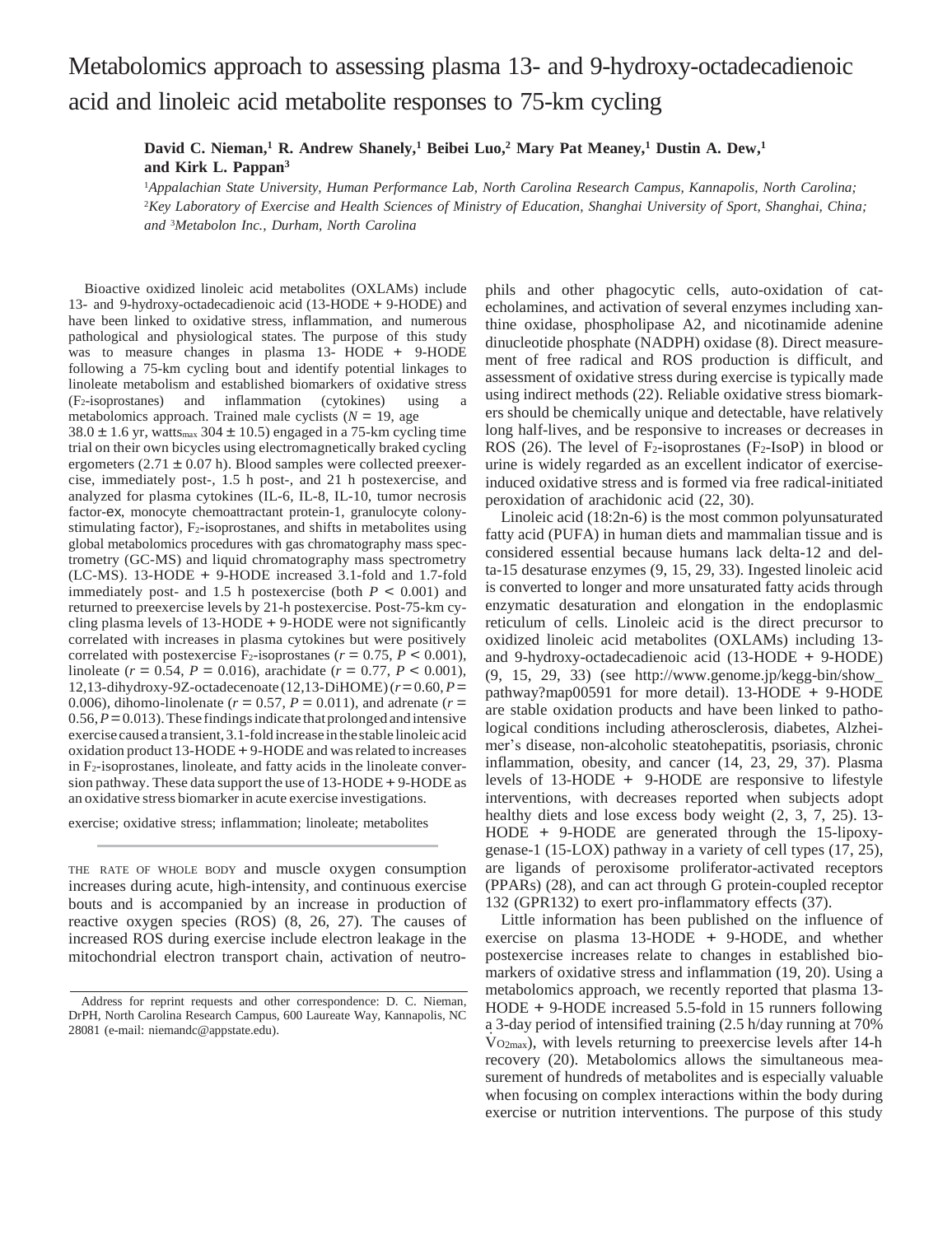# Metabolomics approach to assessing plasma 13- and 9-hydroxy-octadecadienoic acid and linoleic acid metabolite responses to 75-km cycling

**David C. Nieman,[1] R. Andrew Shanely,[1] Beibei Luo,[2] Mary Pat Meaney,[1] Dustin A. Dew,[1] and Kirk L. Pappan[3]**

[1]*Appalachian State University, Human Performance Lab, North Carolina Research Campus, Kannapolis, North Carolina;* [2]*Key Laboratory of Exercise and Health Sciences of Ministry of Education, Shanghai University of Sport, Shanghai, China; and* [3]*Metabolon Inc., Durham, North Carolina*

Bioactive oxidized linoleic acid metabolites (OXLAMs) include 13- and 9-hydroxy-octadecadienoic acid (13-HODE + 9-HODE) and have been linked to oxidative stress, inflammation, and numerous pathological and physiological states. The purpose of this study was to measure changes in plasma 13- HODE + 9-HODE following a 75-km cycling bout and identify potential linkages to linoleate metabolism and established biomarkers of oxidative stress ($F_2$-isoprostanes) and inflammation (cytokines) using a metabolomics approach. Trained male cyclists ($N = 19$, age $38.0 \pm 1.6$ yr, watts$_{max}$ $304 \pm 10.5$) engaged in a 75-km cycling time trial on their own bicycles using electromagnetically braked cycling ergometers ($2.71 \pm 0.07$ h). Blood samples were collected preexercise, immediately post-, 1.5 h post-, and 21 h postexercise, and analyzed for plasma cytokines (IL-6, IL-8, IL-10, tumor necrosis factor-ex, monocyte chemoattractant protein-1, granulocyte colony-stimulating factor), $F_2$-isoprostanes, and shifts in metabolites using global metabolomics procedures with gas chromatography mass spectrometry (GC-MS) and liquid chromatography mass spectrometry (LC-MS). 13-HODE + 9-HODE increased 3.1-fold and 1.7-fold immediately post- and 1.5 h postexercise (both $P < 0.001$) and returned to preexercise levels by 21-h postexercise. Post-75-km cycling plasma levels of 13-HODE + 9-HODE were not significantly correlated with increases in plasma cytokines but were positively correlated with postexercise $F_2$-isoprostanes ($r = 0.75$, $P < 0.001$), linoleate ($r = 0.54$, $P = 0.016$), arachidate ($r = 0.77$, $P < 0.001$), 12,13-dihydroxy-9Z-octadecenoate (12,13-DiHOME) ($r = 0.60$, $P = 0.006$), dihomo-linolenate ($r = 0.57$, $P = 0.011$), and adrenate ($r = 0.56$, $P = 0.013$). These findings indicate that prolonged and intensive exercise caused a transient, 3.1-fold increase in the stable linoleic acid oxidation product 13-HODE + 9-HODE and was related to increases in $F_2$-isoprostanes, linoleate, and fatty acids in the linoleate conversion pathway. These data support the use of 13-HODE + 9-HODE as an oxidative stress biomarker in acute exercise investigations.

exercise; oxidative stress; inflammation; linoleate; metabolites

THE RATE OF WHOLE BODY and muscle oxygen consumption increases during acute, high-intensity, and continuous exercise bouts and is accompanied by an increase in production of reactive oxygen species (ROS) (8, 26, 27). The causes of increased ROS during exercise include electron leakage in the mitochondrial electron transport chain, activation of neutrophils and other phagocytic cells, auto-oxidation of catecholamines, and activation of several enzymes including xanthine oxidase, phospholipase A2, and nicotinamide adenine dinucleotide phosphate (NADPH) oxidase (8). Direct measurement of free radical and ROS production is difficult, and assessment of oxidative stress during exercise is typically made using indirect methods (22). Reliable oxidative stress biomarkers should be chemically unique and detectable, have relatively long half-lives, and be responsive to increases or decreases in ROS (26). The level of $F_2$-isoprostanes ($F_2$-IsoP) in blood or urine is widely regarded as an excellent indicator of exercise-induced oxidative stress and is formed via free radical-initiated peroxidation of arachidonic acid (22, 30).

Linoleic acid (18:2n-6) is the most common polyunsaturated fatty acid (PUFA) in human diets and mammalian tissue and is considered essential because humans lack delta-12 and delta-15 desaturase enzymes (9, 15, 29, 33). Ingested linoleic acid is converted to longer and more unsaturated fatty acids through enzymatic desaturation and elongation in the endoplasmic reticulum of cells. Linoleic acid is the direct precursor to oxidized linoleic acid metabolites (OXLAMs) including 13- and 9-hydroxy-octadecadienoic acid (13-HODE + 9-HODE) (9, 15, 29, 33) (see http://www.genome.jp/kegg-bin/show_pathway?map00591 for more detail). 13-HODE + 9-HODE are stable oxidation products and have been linked to pathological conditions including atherosclerosis, diabetes, Alzheimer's disease, non-alcoholic steatohepatitis, psoriasis, chronic inflammation, obesity, and cancer (14, 23, 29, 37). Plasma levels of 13-HODE + 9-HODE are responsive to lifestyle interventions, with decreases reported when subjects adopt healthy diets and lose excess body weight (2, 3, 7, 25). 13-HODE + 9-HODE are generated through the 15-lipoxygenase-1 (15-LOX) pathway in a variety of cell types (17, 25), are ligands of peroxisome proliferator-activated receptors (PPARs) (28), and can act through G protein-coupled receptor 132 (GPR132) to exert pro-inflammatory effects (37).

Little information has been published on the influence of exercise on plasma 13-HODE + 9-HODE, and whether postexercise increases relate to changes in established biomarkers of oxidative stress and inflammation (19, 20). Using a metabolomics approach, we recently reported that plasma 13-HODE + 9-HODE increased 5.5-fold in 15 runners following a 3-day period of intensified training (2.5 h/day running at 70% $\dot{V}_{O_{2max}}$), with levels returning to preexercise levels after 14-h recovery (20). Metabolomics allows the simultaneous measurement of hundreds of metabolites and is especially valuable when focusing on complex interactions within the body during exercise or nutrition interventions. The purpose of this study

Address for reprint requests and other correspondence: D. C. Nieman, DrPH, North Carolina Research Campus, 600 Laureate Way, Kannapolis, NC 28081 (e-mail: niemandc@appstate.edu).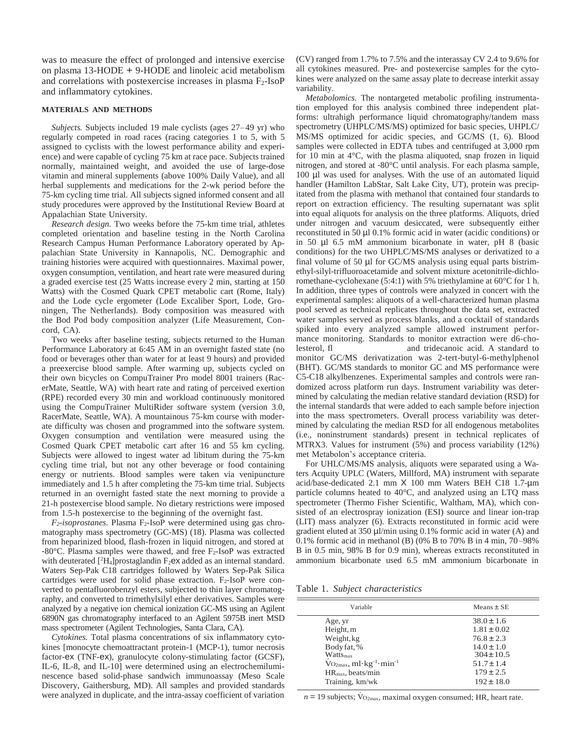was to measure the effect of prolonged and intensive exercise on plasma 13-HODE + 9-HODE and linoleic acid metabolism and correlations with postexercise increases in plasma $F_2$-IsoP and inflammatory cytokines.

## MATERIALS AND METHODS

*Subjects.* Subjects included 19 male cyclists (ages 27–49 yr) who regularly competed in road races (racing categories 1 to 5, with 5 assigned to cyclists with the lowest performance ability and experience) and were capable of cycling 75 km at race pace. Subjects trained normally, maintained weight, and avoided the use of large-dose vitamin and mineral supplements (above 100% Daily Value), and all herbal supplements and medications for the 2-wk period before the 75-km cycling time trial. All subjects signed informed consent and all study procedures were approved by the Institutional Review Board at Appalachian State University.

*Research design.* Two weeks before the 75-km time trial, athletes completed orientation and baseline testing in the North Carolina Research Campus Human Performance Laboratory operated by Appalachian State University in Kannapolis, NC. Demographic and training histories were acquired with questionnaires. Maximal power, oxygen consumption, ventilation, and heart rate were measured during a graded exercise test (25 Watts increase every 2 min, starting at 150 Watts) with the Cosmed Quark CPET metabolic cart (Rome, Italy) and the Lode cycle ergometer (Lode Excaliber Sport, Lode, Groningen, The Netherlands). Body composition was measured with the Bod Pod body composition analyzer (Life Measurement, Concord, CA).

Two weeks after baseline testing, subjects returned to the Human Performance Laboratory at 6:45 AM in an overnight fasted state (no food or beverages other than water for at least 9 hours) and provided a preexercise blood sample. After warming up, subjects cycled on their own bicycles on CompuTrainer Pro model 8001 trainers (RacerMate, Seattle, WA) with heart rate and rating of perceived exertion (RPE) recorded every 30 min and workload continuously monitored using the CompuTrainer MultiRider software system (version 3.0, RacerMate, Seattle, WA). A mountainous 75-km course with moderate difficulty was chosen and programmed into the software system. Oxygen consumption and ventilation were measured using the Cosmed Quark CPET metabolic cart after 16 and 55 km cycling. Subjects were allowed to ingest water ad libitum during the 75-km cycling time trial, but not any other beverage or food containing energy or nutrients. Blood samples were taken via venipuncture immediately and 1.5 h after completing the 75-km time trial. Subjects returned in an overnight fasted state the next morning to provide a 21-h postexercise blood sample. No dietary restrictions were imposed from 1.5-h postexercise to the beginning of the overnight fast.

*$F_2$-isoprostanes.* Plasma $F_2$-IsoP were determined using gas chromatography mass spectrometry (GC-MS) (18). Plasma was collected from heparinized blood, flash-frozen in liquid nitrogen, and stored at -80°C. Plasma samples were thawed, and free $F_2$-IsoP was extracted with deuterated [$^2H_4$]prostaglandin $F_2\alpha$ added as an internal standard. Waters Sep-Pak C18 cartridges followed by Waters Sep-Pak Silica cartridges were used for solid phase extraction. $F_2$-IsoP were converted to pentafluorobenzyl esters, subjected to thin layer chromatography, and converted to trimethylsilyl ether derivatives. Samples were analyzed by a negative ion chemical ionization GC-MS using an Agilent 6890N gas chromatography interfaced to an Agilent 5975B inert MSD mass spectrometer (Agilent Technologies, Santa Clara, CA).

*Cytokines.* Total plasma concentrations of six inflammatory cytokines [monocyte chemoattractant protein-1 (MCP-1), tumor necrosis factor-α (TNF-α), granulocyte colony-stimulating factor (GCSF), IL-6, IL-8, and IL-10] were determined using an electrochemiluminescence based solid-phase sandwich immunoassay (Meso Scale Discovery, Gaithersburg, MD). All samples and provided standards were analyzed in duplicate, and the intra-assay coefficient of variation (CV) ranged from 1.7% to 7.5% and the interassay CV 2.4 to 9.6% for all cytokines measured. Pre- and postexercise samples for the cytokines were analyzed on the same assay plate to decrease interkit assay variability.

*Metabolomics.* The nontargeted metabolic profiling instrumentation employed for this analysis combined three independent platforms: ultrahigh performance liquid chromatography/tandem mass spectrometry (UHPLC/MS/MS) optimized for basic species, UHPLC/MS/MS optimized for acidic species, and GC/MS (1, 6). Blood samples were collected in EDTA tubes and centrifuged at 3,000 rpm for 10 min at 4°C, with the plasma aliquoted, snap frozen in liquid nitrogen, and stored at -80°C until analysis. For each plasma sample, 100 μl was used for analyses. With the use of an automated liquid handler (Hamilton LabStar, Salt Lake City, UT), protein was precipitated from the plasma with methanol that contained four standards to report on extraction efficiency. The resulting supernatant was split into equal aliquots for analysis on the three platforms. Aliquots, dried under nitrogen and vacuum desiccated, were subsequently either reconstituted in 50 μl 0.1% formic acid in water (acidic conditions) or in 50 μl 6.5 mM ammonium bicarbonate in water, pH 8 (basic conditions) for the two UHPLC/MS/MS analyses or derivatized to a final volume of 50 μl for GC/MS analysis using equal parts bistrimethyl-silyl-trifluoroacetamide and solvent mixture acetonitrile-dichloromethane-cyclohexane (5:4:1) with 5% triethylamine at 60°C for 1 h. In addition, three types of controls were analyzed in concert with the experimental samples: aliquots of a well-characterized human plasma pool served as technical replicates throughout the data set, extracted water samples served as process blanks, and a cocktail of standards spiked into every analyzed sample allowed instrument performance monitoring. Standards to monitor extraction were d6-cholesterol, fl and tridecanoic acid. A standard to monitor GC/MS derivatization was 2-tert-butyl-6-methylphenol (BHT). GC/MS standards to monitor GC and MS performance were C5-C18 alkylbenzenes. Experimental samples and controls were randomized across platform run days. Instrument variability was determined by calculating the median relative standard deviation (RSD) for the internal standards that were added to each sample before injection into the mass spectrometers. Overall process variability was determined by calculating the median RSD for all endogenous metabolites (i.e., noninstrument standards) present in technical replicates of MTRX3. Values for instrument (5%) and process variability (12%) met Metabolon's acceptance criteria.

For UHLC/MS/MS analysis, aliquots were separated using a Waters Acquity UPLC (Waters, Millford, MA) instrument with separate acid/base-dedicated 2.1 mm X 100 mm Waters BEH C18 1.7-μm particle columns heated to 40°C, and analyzed using an LTQ mass spectrometer (Thermo Fisher Scientific, Waltham, MA), which consisted of an electrospray ionization (ESI) source and linear ion-trap (LIT) mass analyzer (6). Extracts reconstituted in formic acid were gradient eluted at 350 μl/min using 0.1% formic acid in water (A) and 0.1% formic acid in methanol (B) (0% B to 70% B in 4 min, 70–98% B in 0.5 min, 98% B for 0.9 min), whereas extracts reconstituted in ammonium bicarbonate used 6.5 mM ammonium bicarbonate in

Table 1. *Subject characteristics*

| Variable | Means ± SE |
|---|---|
| Age, yr | 38.0 ± 1.6 |
| Height, m | 1.81 ± 0.02 |
| Weight, kg | 76.8 ± 2.3 |
| Body fat, % | 14.0 ± 1.0 |
| $Watts_{max}$ | 304 ± 10.5 |
| $\dot{V}O_{2max}$, $ml \cdot kg^{-1} \cdot min^{-1}$ | 51.7 ± 1.4 |
| $HR_{max}$, beats/min | 179 ± 2.5 |
| Training, km/wk | 192 ± 18.0 |

$n = 19$ subjects; $\dot{V}O_{2max}$, maximal oxygen consumed; HR, heart rate.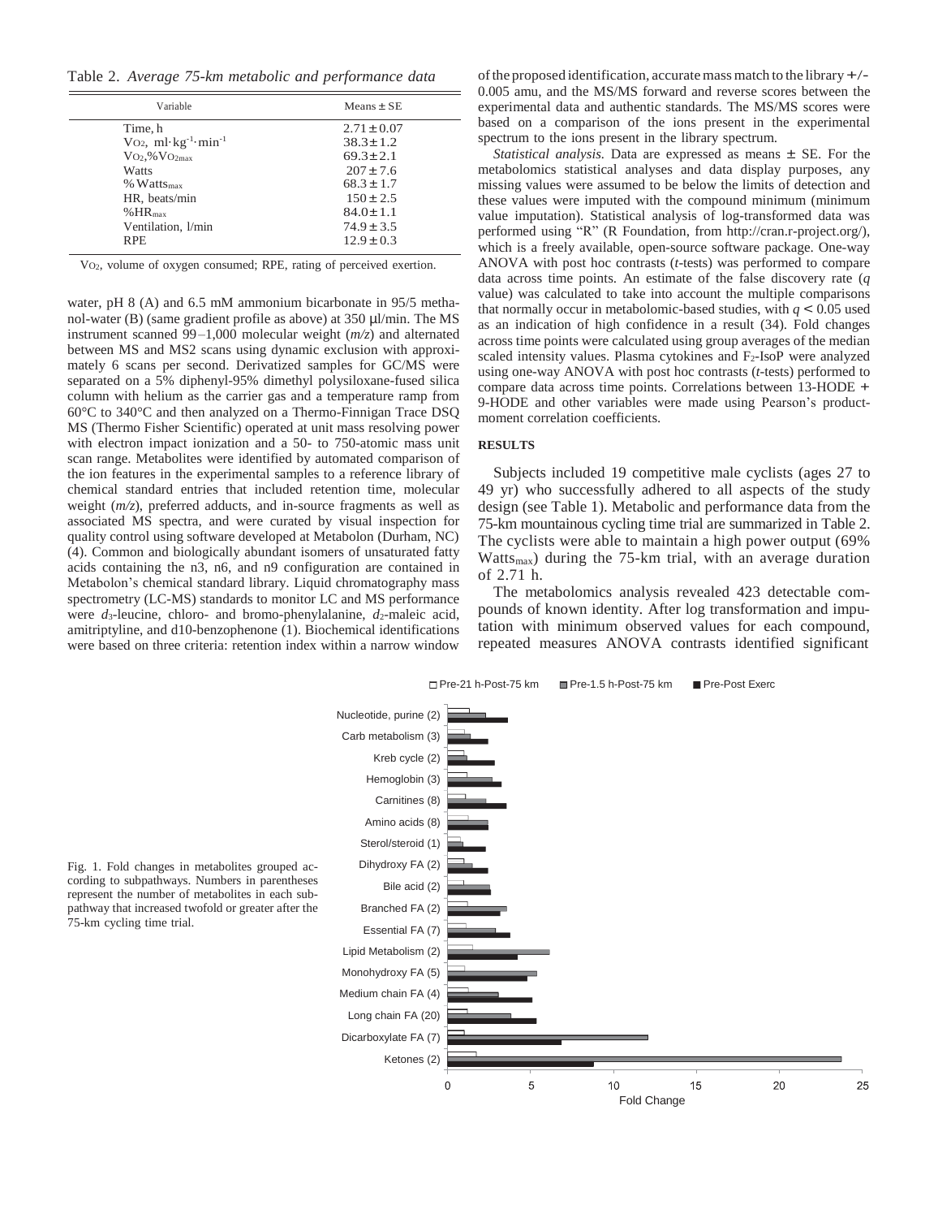Table 2. *Average 75-km metabolic and performance data*

| Variable | Means ± SE |
|---|---|
| Time, h | 2.71 ± 0.07 |
| $\dot{V}O_2$, $ml \cdot kg^{-1} \cdot min^{-1}$ | 38.3 ± 1.2 |
| $\dot{V}O_2$, %$\dot{V}O_{2max}$ | 69.3 ± 2.1 |
| Watts | 207 ± 7.6 |
| % $Watts_{max}$ | 68.3 ± 1.7 |
| HR, beats/min | 150 ± 2.5 |
| %$HR_{max}$ | 84.0 ± 1.1 |
| Ventilation, l/min | 74.9 ± 3.5 |
| RPE | 12.9 ± 0.3 |

$\dot{V}O_2$, volume of oxygen consumed; RPE, rating of perceived exertion.

water, pH 8 (A) and 6.5 mM ammonium bicarbonate in 95/5 methanol-water (B) (same gradient profile as above) at 350 μl/min. The MS instrument scanned 99–1,000 molecular weight (*m/z*) and alternated between MS and MS2 scans using dynamic exclusion with approximately 6 scans per second. Derivatized samples for GC/MS were separated on a 5% diphenyl-95% dimethyl polysiloxane-fused silica column with helium as the carrier gas and a temperature ramp from 60°C to 340°C and then analyzed on a Thermo-Finnigan Trace DSQ MS (Thermo Fisher Scientific) operated at unit mass resolving power with electron impact ionization and a 50- to 750-atomic mass unit scan range. Metabolites were identified by automated comparison of the ion features in the experimental samples to a reference library of chemical standard entries that included retention time, molecular weight (*m/z*), preferred adducts, and in-source fragments as well as associated MS spectra, and were curated by visual inspection for quality control using software developed at Metabolon (Durham, NC) (4). Common and biologically abundant isomers of unsaturated fatty acids containing the n3, n6, and n9 configuration are contained in Metabolon's chemical standard library. Liquid chromatography mass spectrometry (LC-MS) standards to monitor LC and MS performance were $d_3$-leucine, chloro- and bromo-phenylalanine, $d_2$-maleic acid, amitriptyline, and d10-benzophenone (1). Biochemical identifications were based on three criteria: retention index within a narrow window of the proposed identification, accurate mass match to the library +/- 0.005 amu, and the MS/MS forward and reverse scores between the experimental data and authentic standards. The MS/MS scores were based on a comparison of the ions present in the experimental spectrum to the ions present in the library spectrum.

*Statistical analysis.* Data are expressed as means ± SE. For the metabolomics statistical analyses and data display purposes, any missing values were assumed to be below the limits of detection and these values were imputed with the compound minimum (minimum value imputation). Statistical analysis of log-transformed data was performed using "R" (R Foundation, from http://cran.r-project.org/), which is a freely available, open-source software package. One-way ANOVA with post hoc contrasts (*t*-tests) was performed to compare data across time points. An estimate of the false discovery rate (*q* value) was calculated to take into account the multiple comparisons that normally occur in metabolomic-based studies, with $q < 0.05$ used as an indication of high confidence in a result (34). Fold changes across time points were calculated using group averages of the median scaled intensity values. Plasma cytokines and $F_2$-IsoP were analyzed using one-way ANOVA with post hoc contrasts (*t*-tests) performed to compare data across time points. Correlations between 13-HODE + 9-HODE and other variables were made using Pearson's product-moment correlation coefficients.

## RESULTS

Subjects included 19 competitive male cyclists (ages 27 to 49 yr) who successfully adhered to all aspects of the study design (see Table 1). Metabolic and performance data from the 75-km mountainous cycling time trial are summarized in Table 2. The cyclists were able to maintain a high power output (69% $Watts_{max}$) during the 75-km trial, with an average duration of 2.71 h.

The metabolomics analysis revealed 423 detectable compounds of known identity. After log transformation and imputation with minimum observed values for each compound, repeated measures ANOVA contrasts identified significant

Fig. 1. Fold changes in metabolites grouped according to subpathways. Numbers in parentheses represent the number of metabolites in each subpathway that increased twofold or greater after the 75-km cycling time trial.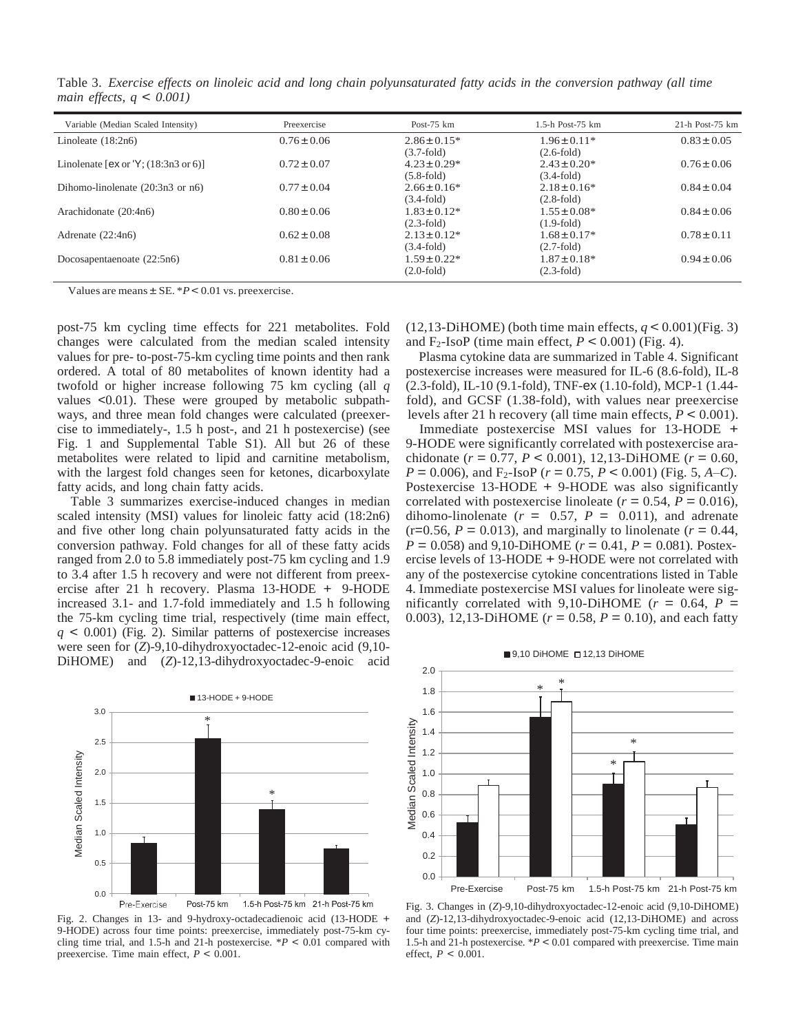Table 3. *Exercise effects on linoleic acid and long chain polyunsaturated fatty acids in the conversion pathway (all time main effects, q < 0.001)*

| Variable (Median Scaled Intensity) | Preexercise | Post-75 km | 1.5-h Post-75 km | 21-h Post-75 km |
|---|---|---|---|---|
| Linoleate (18:2n6) | $0.76 \pm 0.06$ | $2.86 \pm 0.15$* (3.7-fold) | $1.96 \pm 0.11$* (2.6-fold) | $0.83 \pm 0.05$ |
| Linolenate [ex or 'Y; (18:3n3 or 6)] | $0.72 \pm 0.07$ | $4.23 \pm 0.29$* (5.8-fold) | $2.43 \pm 0.20$* (3.4-fold) | $0.76 \pm 0.06$ |
| Dihomo-linolenate (20:3n3 or n6) | $0.77 \pm 0.04$ | $2.66 \pm 0.16$* (3.4-fold) | $2.18 \pm 0.16$* (2.8-fold) | $0.84 \pm 0.04$ |
| Arachidonate (20:4n6) | $0.80 \pm 0.06$ | $1.83 \pm 0.12$* (2.3-fold) | $1.55 \pm 0.08$* (1.9-fold) | $0.84 \pm 0.06$ |
| Adrenate (22:4n6) | $0.62 \pm 0.08$ | $2.13 \pm 0.12$* (3.4-fold) | $1.68 \pm 0.17$* (2.7-fold) | $0.78 \pm 0.11$ |
| Docosapentaenoate (22:5n6) | $0.81 \pm 0.06$ | $1.59 \pm 0.22$* (2.0-fold) | $1.87 \pm 0.18$* (2.3-fold) | $0.94 \pm 0.06$ |

Values are means ± SE. *$P < 0.01$ vs. preexercise.

post-75 km cycling time effects for 221 metabolites. Fold changes were calculated from the median scaled intensity values for pre- to-post-75-km cycling time points and then rank ordered. A total of 80 metabolites of known identity had a twofold or higher increase following 75 km cycling (all $q$ values <0.01). These were grouped by metabolic subpathways, and three mean fold changes were calculated (preexercise to immediately-, 1.5 h post-, and 21 h postexercise) (see Fig. 1 and Supplemental Table S1). All but 26 of these metabolites were related to lipid and carnitine metabolism, with the largest fold changes seen for ketones, dicarboxylate fatty acids, and long chain fatty acids.

Table 3 summarizes exercise-induced changes in median scaled intensity (MSI) values for linoleic fatty acid (18:2n6) and five other long chain polyunsaturated fatty acids in the conversion pathway. Fold changes for all of these fatty acids ranged from 2.0 to 5.8 immediately post-75 km cycling and 1.9 to 3.4 after 1.5 h recovery and were not different from preexercise after 21 h recovery. Plasma 13-HODE + 9-HODE increased 3.1- and 1.7-fold immediately and 1.5 h following the 75-km cycling time trial, respectively (time main effect, $q < 0.001$) (Fig. 2). Similar patterns of postexercise increases were seen for (*Z*)-9,10-dihydroxyoctadec-12-enoic acid (9,10-DiHOME) and (*Z*)-12,13-dihydroxyoctadec-9-enoic acid (12,13-DiHOME) (both time main effects, $q < 0.001$)(Fig. 3) and $F_2$-IsoP (time main effect, $P < 0.001$) (Fig. 4).

Plasma cytokine data are summarized in Table 4. Significant postexercise increases were measured for IL-6 (8.6-fold), IL-8 (2.3-fold), IL-10 (9.1-fold), TNF-ex (1.10-fold), MCP-1 (1.44-fold), and GCSF (1.38-fold), with values near preexercise levels after 21 h recovery (all time main effects, $P < 0.001$).

Immediate postexercise MSI values for 13-HODE + 9-HODE were significantly correlated with postexercise arachidonate ($r = 0.77$, $P < 0.001$), 12,13-DiHOME ($r = 0.60$, $P = 0.006$), and $F_2$-IsoP ($r = 0.75$, $P < 0.001$) (Fig. 5, *A–C*). Postexercise 13-HODE + 9-HODE was also significantly correlated with postexercise linoleate ($r = 0.54$, $P = 0.016$), dihomo-linolenate ($r = 0.57$, $P = 0.011$), and adrenate (r=0.56, $P = 0.013$), and marginally to linolenate ($r = 0.44$, $P = 0.058$) and 9,10-DiHOME ($r = 0.41$, $P = 0.081$). Postexercise levels of 13-HODE + 9-HODE were not correlated with any of the postexercise cytokine concentrations listed in Table 4. Immediate postexercise MSI values for linoleate were significantly correlated with 9,10-DiHOME ($r = 0.64$, $P = 0.003$), 12,13-DiHOME ($r = 0.58$, $P = 0.10$), and each fatty

Fig. 2. Changes in 13- and 9-hydroxy-octadecadienoic acid (13-HODE + 9-HODE) across four time points: preexercise, immediately post-75-km cycling time trial, and 1.5-h and 21-h postexercise. *$P < 0.01$ compared with preexercise. Time main effect, $P < 0.001$.

Fig. 3. Changes in (*Z*)-9,10-dihydroxyoctadec-12-enoic acid (9,10-DiHOME) and (*Z*)-12,13-dihydroxyoctadec-9-enoic acid (12,13-DiHOME) and across four time points: preexercise, immediately post-75-km cycling time trial, and 1.5-h and 21-h postexercise. *$P < 0.01$ compared with preexercise. Time main effect, $P < 0.001$.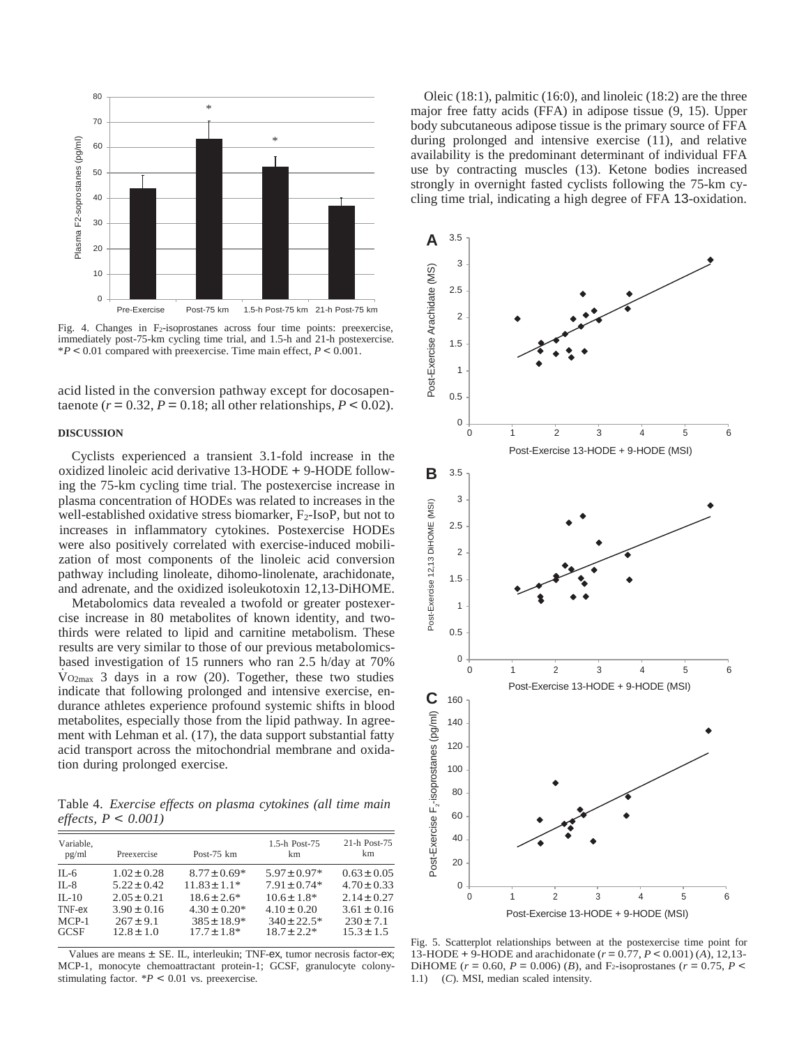Fig. 4. Changes in $F_2$-isoprostanes across four time points: preexercise, immediately post-75-km cycling time trial, and 1.5-h and 21-h postexercise. *$P < 0.01$ compared with preexercise. Time main effect, $P < 0.001$.

acid listed in the conversion pathway except for docosapentaenote ($r = 0.32$, $P = 0.18$; all other relationships, $P < 0.02$).

## DISCUSSION

Cyclists experienced a transient 3.1-fold increase in the oxidized linoleic acid derivative 13-HODE + 9-HODE following the 75-km cycling time trial. The postexercise increase in plasma concentration of HODEs was related to increases in the well-established oxidative stress biomarker, $F_2$-IsoP, but not to increases in inflammatory cytokines. Postexercise HODEs were also positively correlated with exercise-induced mobilization of most components of the linoleic acid conversion pathway including linoleate, dihomo-linolenate, arachidonate, and adrenate, and the oxidized isoleukotoxin 12,13-DiHOME.

Metabolomics data revealed a twofold or greater postexercise increase in 80 metabolites of known identity, and two-thirds were related to lipid and carnitine metabolism. These results are very similar to those of our previous metabolomics-based investigation of 15 runners who ran 2.5 h/day at 70% $\dot{V}O_{2max}$ 3 days in a row (20). Together, these two studies indicate that following prolonged and intensive exercise, endurance athletes experience profound systemic shifts in blood metabolites, especially those from the lipid pathway. In agreement with Lehman et al. (17), the data support substantial fatty acid transport across the mitochondrial membrane and oxidation during prolonged exercise.

Table 4. *Exercise effects on plasma cytokines (all time main effects, P < 0.001)*

| Variable, pg/ml | Preexercise | Post-75 km | 1.5-h Post-75 km | 21-h Post-75 km |
|---|---|---|---|---|
| IL-6 | 1.02 ± 0.28 | 8.77 ± 0.69* | 5.97 ± 0.97* | 0.63 ± 0.05 |
| IL-8 | 5.22 ± 0.42 | 11.83 ± 1.1* | 7.91 ± 0.74* | 4.70 ± 0.33 |
| IL-10 | 2.05 ± 0.21 | 18.6 ± 2.6* | 10.6 ± 1.8* | 2.14 ± 0.27 |
| TNF-ex | 3.90 ± 0.16 | 4.30 ± 0.20* | 4.10 ± 0.20 | 3.61 ± 0.16 |
| MCP-1 | 267 ± 9.1 | 385 ± 18.9* | 340 ± 22.5* | 230 ± 7.1 |
| GCSF | 12.8 ± 1.0 | 17.7 ± 1.8* | 18.7 ± 2.2* | 15.3 ± 1.5 |

Values are means ± SE. IL, interleukin; TNF-ex, tumor necrosis factor-ex; MCP-1, monocyte chemoattractant protein-1; GCSF, granulocyte colony-stimulating factor. *$P < 0.01$ vs. preexercise.

Oleic (18:1), palmitic (16:0), and linoleic (18:2) are the three major free fatty acids (FFA) in adipose tissue (9, 15). Upper body subcutaneous adipose tissue is the primary source of FFA during prolonged and intensive exercise (11), and relative availability is the predominant determinant of individual FFA use by contracting muscles (13). Ketone bodies increased strongly in overnight fasted cyclists following the 75-km cycling time trial, indicating a high degree of FFA 13-oxidation.

Fig. 5. Scatterplot relationships between at the postexercise time point for 13-HODE + 9-HODE and arachidonate ($r = 0.77$, $P < 0.001$) (*A*), 12,13-DiHOME ($r = 0.60$, $P = 0.006$) (*B*), and $F_2$-isoprostanes ($r = 0.75$, $P <$ 1.1) (*C*). MSI, median scaled intensity.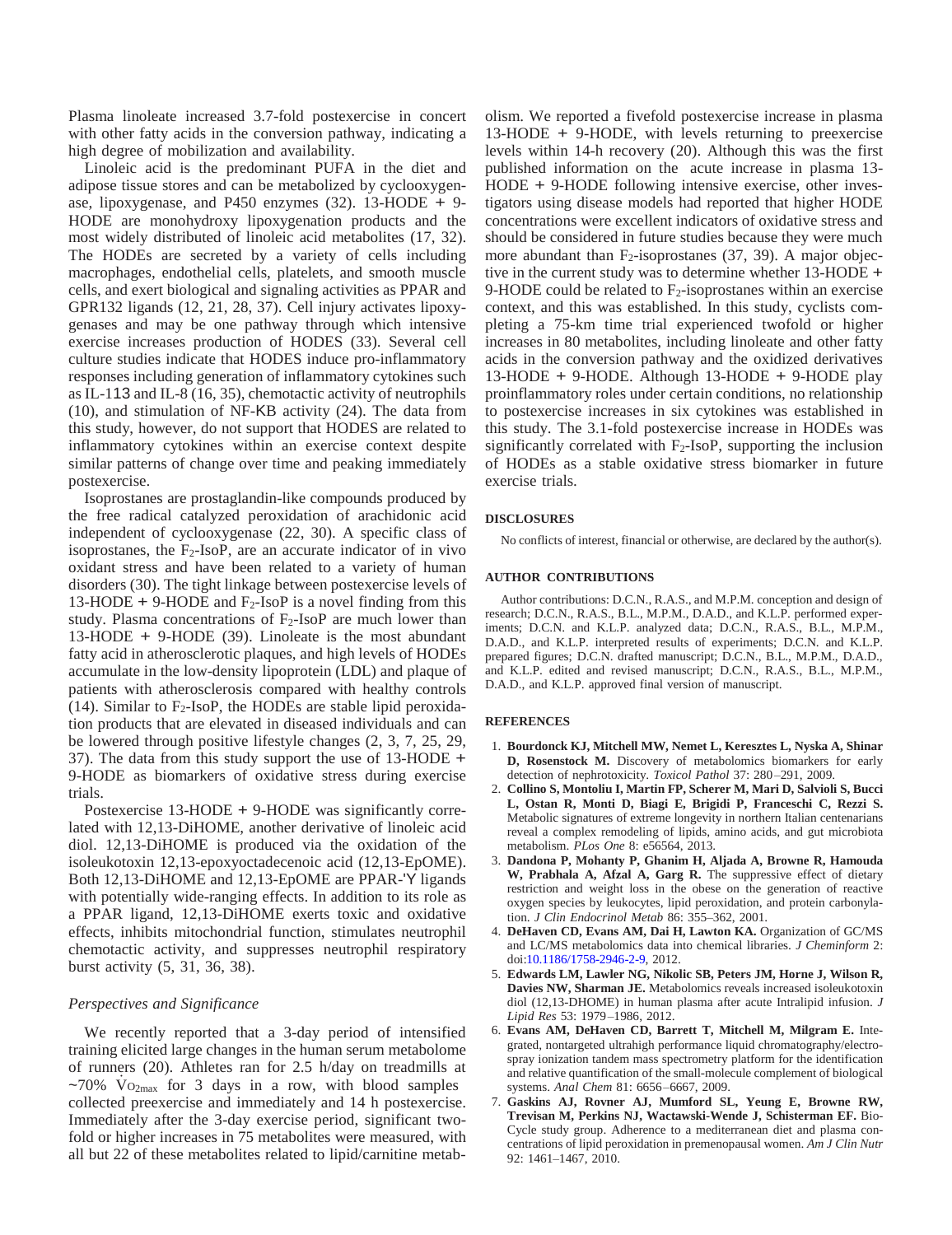Plasma linoleate increased 3.7-fold postexercise in concert with other fatty acids in the conversion pathway, indicating a high degree of mobilization and availability.

Linoleic acid is the predominant PUFA in the diet and adipose tissue stores and can be metabolized by cyclooxygenase, lipoxygenase, and P450 enzymes (32). 13-HODE + 9-HODE are monohydroxy lipoxygenation products and the most widely distributed of linoleic acid metabolites (17, 32). The HODEs are secreted by a variety of cells including macrophages, endothelial cells, platelets, and smooth muscle cells, and exert biological and signaling activities as PPAR and GPR132 ligands (12, 21, 28, 37). Cell injury activates lipoxygenases and may be one pathway through which intensive exercise increases production of HODES (33). Several cell culture studies indicate that HODES induce pro-inflammatory responses including generation of inflammatory cytokines such as IL-1β and IL-8 (16, 35), chemotactic activity of neutrophils (10), and stimulation of NF-κB activity (24). The data from this study, however, do not support that HODES are related to inflammatory cytokines within an exercise context despite similar patterns of change over time and peaking immediately postexercise.

Isoprostanes are prostaglandin-like compounds produced by the free radical catalyzed peroxidation of arachidonic acid independent of cyclooxygenase (22, 30). A specific class of isoprostanes, the $F_2$-IsoP, are an accurate indicator of in vivo oxidant stress and have been related to a variety of human disorders (30). The tight linkage between postexercise levels of 13-HODE + 9-HODE and $F_2$-IsoP is a novel finding from this study. Plasma concentrations of $F_2$-IsoP are much lower than 13-HODE + 9-HODE (39). Linoleate is the most abundant fatty acid in atherosclerotic plaques, and high levels of HODEs accumulate in the low-density lipoprotein (LDL) and plaque of patients with atherosclerosis compared with healthy controls (14). Similar to $F_2$-IsoP, the HODEs are stable lipid peroxidation products that are elevated in diseased individuals and can be lowered through positive lifestyle changes (2, 3, 7, 25, 29, 37). The data from this study support the use of 13-HODE + 9-HODE as biomarkers of oxidative stress during exercise trials.

Postexercise 13-HODE + 9-HODE was significantly correlated with 12,13-DiHOME, another derivative of linoleic acid diol. 12,13-DiHOME is produced via the oxidation of the isoleukotoxin 12,13-epoxyoctadecenoic acid (12,13-EpOME). Both 12,13-DiHOME and 12,13-EpOME are PPAR-γ ligands with potentially wide-ranging effects. In addition to its role as a PPAR ligand, 12,13-DiHOME exerts toxic and oxidative effects, inhibits mitochondrial function, stimulates neutrophil chemotactic activity, and suppresses neutrophil respiratory burst activity (5, 31, 36, 38).

### *Perspectives and Significance*

We recently reported that a 3-day period of intensified training elicited large changes in the human serum metabolome of runners (20). Athletes ran for 2.5 h/day on treadmills at ~70% $\dot{V}O_{2max}$ for 3 days in a row, with blood samples collected preexercise and immediately and 14 h postexercise. Immediately after the 3-day exercise period, significant two-fold or higher increases in 75 metabolites were measured, with all but 22 of these metabolites related to lipid/carnitine metabolism. We reported a fivefold postexercise increase in plasma 13-HODE + 9-HODE, with levels returning to preexercise levels within 14-h recovery (20). Although this was the first published information on the acute increase in plasma 13-HODE + 9-HODE following intensive exercise, other investigators using disease models had reported that higher HODE concentrations were excellent indicators of oxidative stress and should be considered in future studies because they were much more abundant than $F_2$-isoprostanes (37, 39). A major objective in the current study was to determine whether 13-HODE + 9-HODE could be related to $F_2$-isoprostanes within an exercise context, and this was established. In this study, cyclists completing a 75-km time trial experienced twofold or higher increases in 80 metabolites, including linoleate and other fatty acids in the conversion pathway and the oxidized derivatives 13-HODE + 9-HODE. Although 13-HODE + 9-HODE play proinflammatory roles under certain conditions, no relationship to postexercise increases in six cytokines was established in this study. The 3.1-fold postexercise increase in HODEs was significantly correlated with $F_2$-IsoP, supporting the inclusion of HODEs as a stable oxidative stress biomarker in future exercise trials.

## DISCLOSURES

No conflicts of interest, financial or otherwise, are declared by the author(s).

## AUTHOR CONTRIBUTIONS

Author contributions: D.C.N., R.A.S., and M.P.M. conception and design of research; D.C.N., R.A.S., B.L., M.P.M., D.A.D., and K.L.P. performed experiments; D.C.N. and K.L.P. analyzed data; D.C.N., R.A.S., B.L., M.P.M., D.A.D., and K.L.P. interpreted results of experiments; D.C.N. and K.L.P. prepared figures; D.C.N. drafted manuscript; D.C.N., B.L., M.P.M., D.A.D., and K.L.P. edited and revised manuscript; D.C.N., R.A.S., B.L., M.P.M., D.A.D., and K.L.P. approved final version of manuscript.

## REFERENCES

1. **Bourdonck KJ, Mitchell MW, Nemet L, Keresztes L, Nyska A, Shinar D, Rosenstock M.** Discovery of metabolomics biomarkers for early detection of nephrotoxicity. *Toxicol Pathol* 37: 280–291, 2009.
2. **Collino S, Montoliu I, Martin FP, Scherer M, Mari D, Salvioli S, Bucci L, Ostan R, Monti D, Biagi E, Brigidi P, Franceschi C, Rezzi S.** Metabolic signatures of extreme longevity in northern Italian centenarians reveal a complex remodeling of lipids, amino acids, and gut microbiota metabolism. *PLos One* 8: e56564, 2013.
3. **Dandona P, Mohanty P, Ghanim H, Aljada A, Browne R, Hamouda W, Prabhala A, Afzal A, Garg R.** The suppressive effect of dietary restriction and weight loss in the obese on the generation of reactive oxygen species by leukocytes, lipid peroxidation, and protein carbonylation. *J Clin Endocrinol Metab* 86: 355–362, 2001.
4. **DeHaven CD, Evans AM, Dai H, Lawton KA.** Organization of GC/MS and LC/MS metabolomics data into chemical libraries. *J Cheminform* 2: doi:10.1186/1758-2946-2-9, 2012.
5. **Edwards LM, Lawler NG, Nikolic SB, Peters JM, Horne J, Wilson R, Davies NW, Sharman JE.** Metabolomics reveals increased isoleukotoxin diol (12,13-DHOME) in human plasma after acute Intralipid infusion. *J Lipid Res* 53: 1979–1986, 2012.
6. **Evans AM, DeHaven CD, Barrett T, Mitchell M, Milgram E.** Integrated, nontargeted ultrahigh performance liquid chromatography/electrospray ionization tandem mass spectrometry platform for the identification and relative quantification of the small-molecule complement of biological systems. *Anal Chem* 81: 6656–6667, 2009.
7. **Gaskins AJ, Rovner AJ, Mumford SL, Yeung E, Browne RW, Trevisan M, Perkins NJ, Wactawski-Wende J, Schisterman EF.** BioCycle study group. Adherence to a mediterranean diet and plasma concentrations of lipid peroxidation in premenopausal women. *Am J Clin Nutr* 92: 1461–1467, 2010.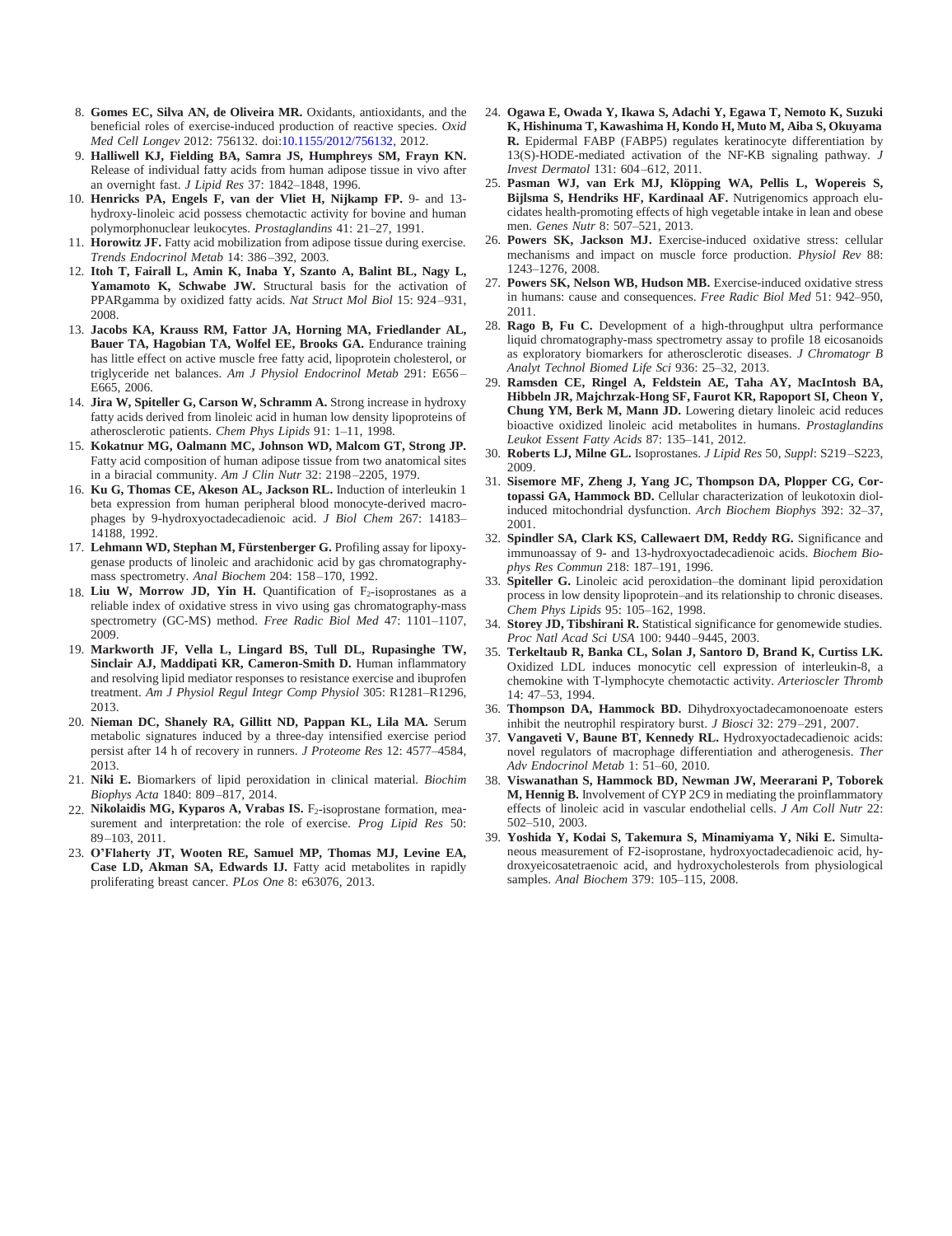8. **Gomes EC, Silva AN, de Oliveira MR.** Oxidants, antioxidants, and the beneficial roles of exercise-induced production of reactive species. *Oxid Med Cell Longev* 2012: 756132. doi:10.1155/2012/756132, 2012.
9. **Halliwell KJ, Fielding BA, Samra JS, Humphreys SM, Frayn KN.** Release of individual fatty acids from human adipose tissue in vivo after an overnight fast. *J Lipid Res* 37: 1842–1848, 1996.
10. **Henricks PA, Engels F, van der Vliet H, Nijkamp FP.** 9- and 13-hydroxy-linoleic acid possess chemotactic activity for bovine and human polymorphonuclear leukocytes. *Prostaglandins* 41: 21–27, 1991.
11. **Horowitz JF.** Fatty acid mobilization from adipose tissue during exercise. *Trends Endocrinol Metab* 14: 386–392, 2003.
12. **Itoh T, Fairall L, Amin K, Inaba Y, Szanto A, Balint BL, Nagy L, Yamamoto K, Schwabe JW.** Structural basis for the activation of PPARgamma by oxidized fatty acids. *Nat Struct Mol Biol* 15: 924–931, 2008.
13. **Jacobs KA, Krauss RM, Fattor JA, Horning MA, Friedlander AL, Bauer TA, Hagobian TA, Wolfel EE, Brooks GA.** Endurance training has little effect on active muscle free fatty acid, lipoprotein cholesterol, or triglyceride net balances. *Am J Physiol Endocrinol Metab* 291: E656–E665, 2006.
14. **Jira W, Spiteller G, Carson W, Schramm A.** Strong increase in hydroxy fatty acids derived from linoleic acid in human low density lipoproteins of atherosclerotic patients. *Chem Phys Lipids* 91: 1–11, 1998.
15. **Kokatnur MG, Oalmann MC, Johnson WD, Malcom GT, Strong JP.** Fatty acid composition of human adipose tissue from two anatomical sites in a biracial community. *Am J Clin Nutr* 32: 2198–2205, 1979.
16. **Ku G, Thomas CE, Akeson AL, Jackson RL.** Induction of interleukin 1 beta expression from human peripheral blood monocyte-derived macrophages by 9-hydroxyoctadecadienoic acid. *J Biol Chem* 267: 14183–14188, 1992.
17. **Lehmann WD, Stephan M, Fürstenberger G.** Profiling assay for lipoxygenase products of linoleic and arachidonic acid by gas chromatography-mass spectrometry. *Anal Biochem* 204: 158–170, 1992.
18. **Liu W, Morrow JD, Yin H.** Quantification of $F_2$-isoprostanes as a reliable index of oxidative stress in vivo using gas chromatography-mass spectrometry (GC-MS) method. *Free Radic Biol Med* 47: 1101–1107, 2009.
19. **Markworth JF, Vella L, Lingard BS, Tull DL, Rupasinghe TW, Sinclair AJ, Maddipati KR, Cameron-Smith D.** Human inflammatory and resolving lipid mediator responses to resistance exercise and ibuprofen treatment. *Am J Physiol Regul Integr Comp Physiol* 305: R1281–R1296, 2013.
20. **Nieman DC, Shanely RA, Gillitt ND, Pappan KL, Lila MA.** Serum metabolic signatures induced by a three-day intensified exercise period persist after 14 h of recovery in runners. *J Proteome Res* 12: 4577–4584, 2013.
21. **Niki E.** Biomarkers of lipid peroxidation in clinical material. *Biochim Biophys Acta* 1840: 809–817, 2014.
22. **Nikolaidis MG, Kyparos A, Vrabas IS.** $F_2$-isoprostane formation, measurement and interpretation: the role of exercise. *Prog Lipid Res* 50: 89–103, 2011.
23. **O'Flaherty JT, Wooten RE, Samuel MP, Thomas MJ, Levine EA, Case LD, Akman SA, Edwards IJ.** Fatty acid metabolites in rapidly proliferating breast cancer. *PLos One* 8: e63076, 2013.
24. **Ogawa E, Owada Y, Ikawa S, Adachi Y, Egawa T, Nemoto K, Suzuki K, Hishinuma T, Kawashima H, Kondo H, Muto M, Aiba S, Okuyama R.** Epidermal FABP (FABP5) regulates keratinocyte differentiation by 13(S)-HODE-mediated activation of the NF-KB signaling pathway. *J Invest Dermatol* 131: 604–612, 2011.
25. **Pasman WJ, van Erk MJ, Klöpping WA, Pellis L, Wopereis S, Bijlsma S, Hendriks HF, Kardinaal AF.** Nutrigenomics approach elucidates health-promoting effects of high vegetable intake in lean and obese men. *Genes Nutr* 8: 507–521, 2013.
26. **Powers SK, Jackson MJ.** Exercise-induced oxidative stress: cellular mechanisms and impact on muscle force production. *Physiol Rev* 88: 1243–1276, 2008.
27. **Powers SK, Nelson WB, Hudson MB.** Exercise-induced oxidative stress in humans: cause and consequences. *Free Radic Biol Med* 51: 942–950, 2011.
28. **Rago B, Fu C.** Development of a high-throughput ultra performance liquid chromatography-mass spectrometry assay to profile 18 eicosanoids as exploratory biomarkers for atherosclerotic diseases. *J Chromatogr B Analyt Technol Biomed Life Sci* 936: 25–32, 2013.
29. **Ramsden CE, Ringel A, Feldstein AE, Taha AY, MacIntosh BA, Hibbeln JR, Majchrzak-Hong SF, Faurot KR, Rapoport SI, Cheon Y, Chung YM, Berk M, Mann JD.** Lowering dietary linoleic acid reduces bioactive oxidized linoleic acid metabolites in humans. *Prostaglandins Leukot Essent Fatty Acids* 87: 135–141, 2012.
30. **Roberts LJ, Milne GL.** Isoprostanes. *J Lipid Res* 50, *Suppl*: S219–S223, 2009.
31. **Sisemore MF, Zheng J, Yang JC, Thompson DA, Plopper CG, Cortopassi GA, Hammock BD.** Cellular characterization of leukotoxin diol-induced mitochondrial dysfunction. *Arch Biochem Biophys* 392: 32–37, 2001.
32. **Spindler SA, Clark KS, Callewaert DM, Reddy RG.** Significance and immunoassay of 9- and 13-hydroxyoctadecadienoic acids. *Biochem Biophys Res Commun* 218: 187–191, 1996.
33. **Spiteller G.** Linoleic acid peroxidation–the dominant lipid peroxidation process in low density lipoprotein–and its relationship to chronic diseases. *Chem Phys Lipids* 95: 105–162, 1998.
34. **Storey JD, Tibshirani R.** Statistical significance for genomewide studies. *Proc Natl Acad Sci USA* 100: 9440–9445, 2003.
35. **Terkeltaub R, Banka CL, Solan J, Santoro D, Brand K, Curtiss LK.** Oxidized LDL induces monocytic cell expression of interleukin-8, a chemokine with T-lymphocyte chemotactic activity. *Arterioscler Thromb* 14: 47–53, 1994.
36. **Thompson DA, Hammock BD.** Dihydroxyoctadecamonoenoate esters inhibit the neutrophil respiratory burst. *J Biosci* 32: 279–291, 2007.
37. **Vangaveti V, Baune BT, Kennedy RL.** Hydroxyoctadecadienoic acids: novel regulators of macrophage differentiation and atherogenesis. *Ther Adv Endocrinol Metab* 1: 51–60, 2010.
38. **Viswanathan S, Hammock BD, Newman JW, Meerarani P, Toborek M, Hennig B.** Involvement of CYP 2C9 in mediating the proinflammatory effects of linoleic acid in vascular endothelial cells. *J Am Coll Nutr* 22: 502–510, 2003.
39. **Yoshida Y, Kodai S, Takemura S, Minamiyama Y, Niki E.** Simultaneous measurement of F2-isoprostane, hydroxyoctadecadienoic acid, hydroxyeicosatetraenoic acid, and hydroxycholesterols from physiological samples. *Anal Biochem* 379: 105–115, 2008.